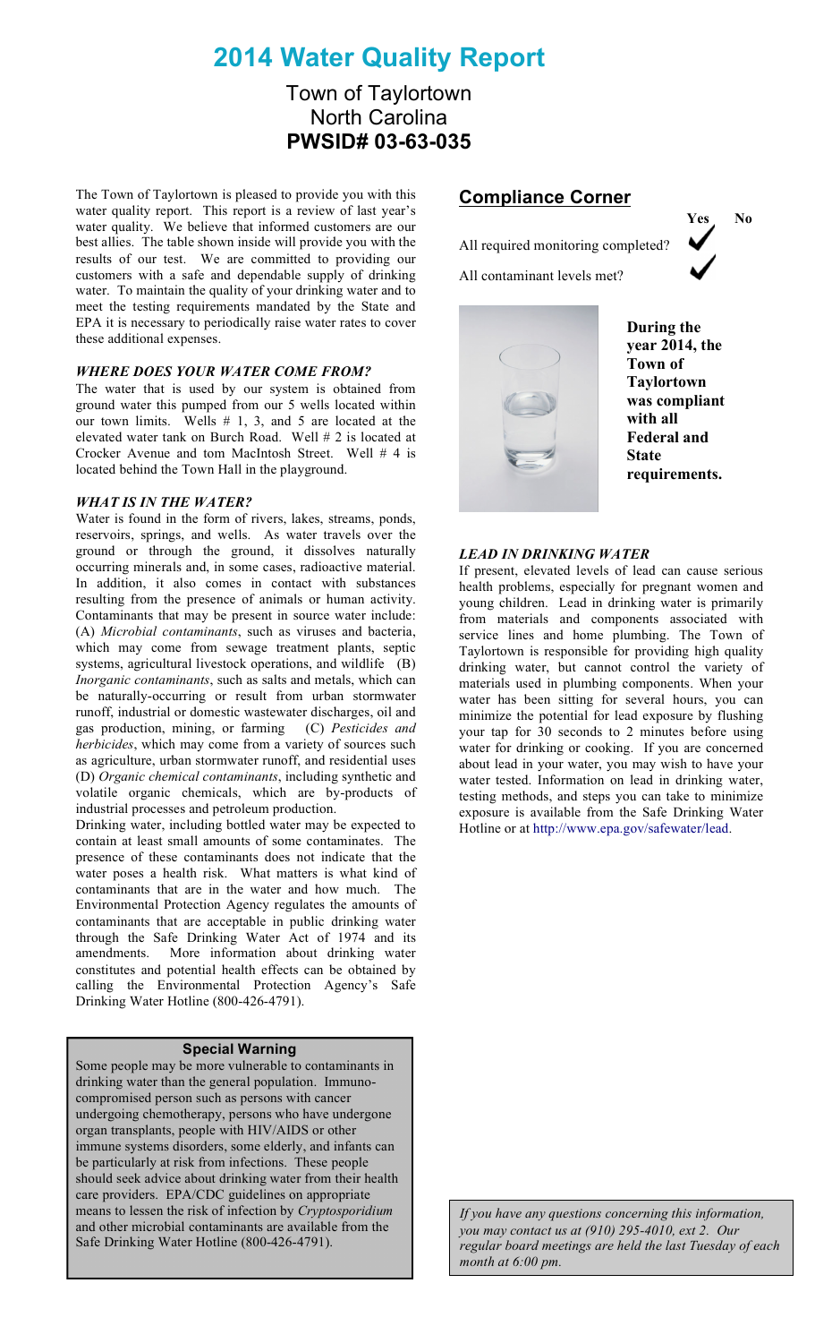# 2014 Water Quality Report

## Town of Taylortown
## North Carolina
## PWSID# 03-63-035

The Town of Taylortown is pleased to provide you with this water quality report. This report is a review of last year's water quality. We believe that informed customers are our best allies. The table shown inside will provide you with the results of our test. We are committed to providing our customers with a safe and dependable supply of drinking water. To maintain the quality of your drinking water and to meet the testing requirements mandated by the State and EPA it is necessary to periodically raise water rates to cover these additional expenses.

### *WHERE DOES YOUR WATER COME FROM?*

The water that is used by our system is obtained from ground water this pumped from our 5 wells located within our town limits. Wells # 1, 3, and 5 are located at the elevated water tank on Burch Road. Well # 2 is located at Crocker Avenue and tom MacIntosh Street. Well # 4 is located behind the Town Hall in the playground.

### *WHAT IS IN THE WATER?*

Water is found in the form of rivers, lakes, streams, ponds, reservoirs, springs, and wells. As water travels over the ground or through the ground, it dissolves naturally occurring minerals and, in some cases, radioactive material. In addition, it also comes in contact with substances resulting from the presence of animals or human activity. Contaminants that may be present in source water include: (A) *Microbial contaminants*, such as viruses and bacteria, which may come from sewage treatment plants, septic systems, agricultural livestock operations, and wildlife (B) *Inorganic contaminants*, such as salts and metals, which can be naturally-occurring or result from urban stormwater runoff, industrial or domestic wastewater discharges, oil and gas production, mining, or farming (C) *Pesticides and herbicides*, which may come from a variety of sources such as agriculture, urban stormwater runoff, and residential uses (D) *Organic chemical contaminants*, including synthetic and volatile organic chemicals, which are by-products of industrial processes and petroleum production.

Drinking water, including bottled water may be expected to contain at least small amounts of some contaminates. The presence of these contaminants does not indicate that the water poses a health risk. What matters is what kind of contaminants that are in the water and how much. The Environmental Protection Agency regulates the amounts of contaminants that are acceptable in public drinking water through the Safe Drinking Water Act of 1974 and its amendments. More information about drinking water constitutes and potential health effects can be obtained by calling the Environmental Protection Agency's Safe Drinking Water Hotline (800-426-4791).

**Special Warning**

Some people may be more vulnerable to contaminants in drinking water than the general population. Immuno-compromised person such as persons with cancer undergoing chemotherapy, persons who have undergone organ transplants, people with HIV/AIDS or other immune systems disorders, some elderly, and infants can be particularly at risk from infections. These people should seek advice about drinking water from their health care providers. EPA/CDC guidelines on appropriate means to lessen the risk of infection by *Cryptosporidium* and other microbial contaminants are available from the Safe Drinking Water Hotline (800-426-4791).

## Compliance Corner

| | Yes | No |
|---|---|---|
| All required monitoring completed? | ✔ | |
| All contaminant levels met? | ✔ | |

**During the year 2014, the Town of Taylortown was compliant with all Federal and State requirements.**

### *LEAD IN DRINKING WATER*

If present, elevated levels of lead can cause serious health problems, especially for pregnant women and young children. Lead in drinking water is primarily from materials and components associated with service lines and home plumbing. The Town of Taylortown is responsible for providing high quality drinking water, but cannot control the variety of materials used in plumbing components. When your water has been sitting for several hours, you can minimize the potential for lead exposure by flushing your tap for 30 seconds to 2 minutes before using water for drinking or cooking. If you are concerned about lead in your water, you may wish to have your water tested. Information on lead in drinking water, testing methods, and steps you can take to minimize exposure is available from the Safe Drinking Water Hotline or at http://www.epa.gov/safewater/lead.

*If you have any questions concerning this information, you may contact us at (910) 295-4010, ext 2. Our regular board meetings are held the last Tuesday of each month at 6:00 pm.*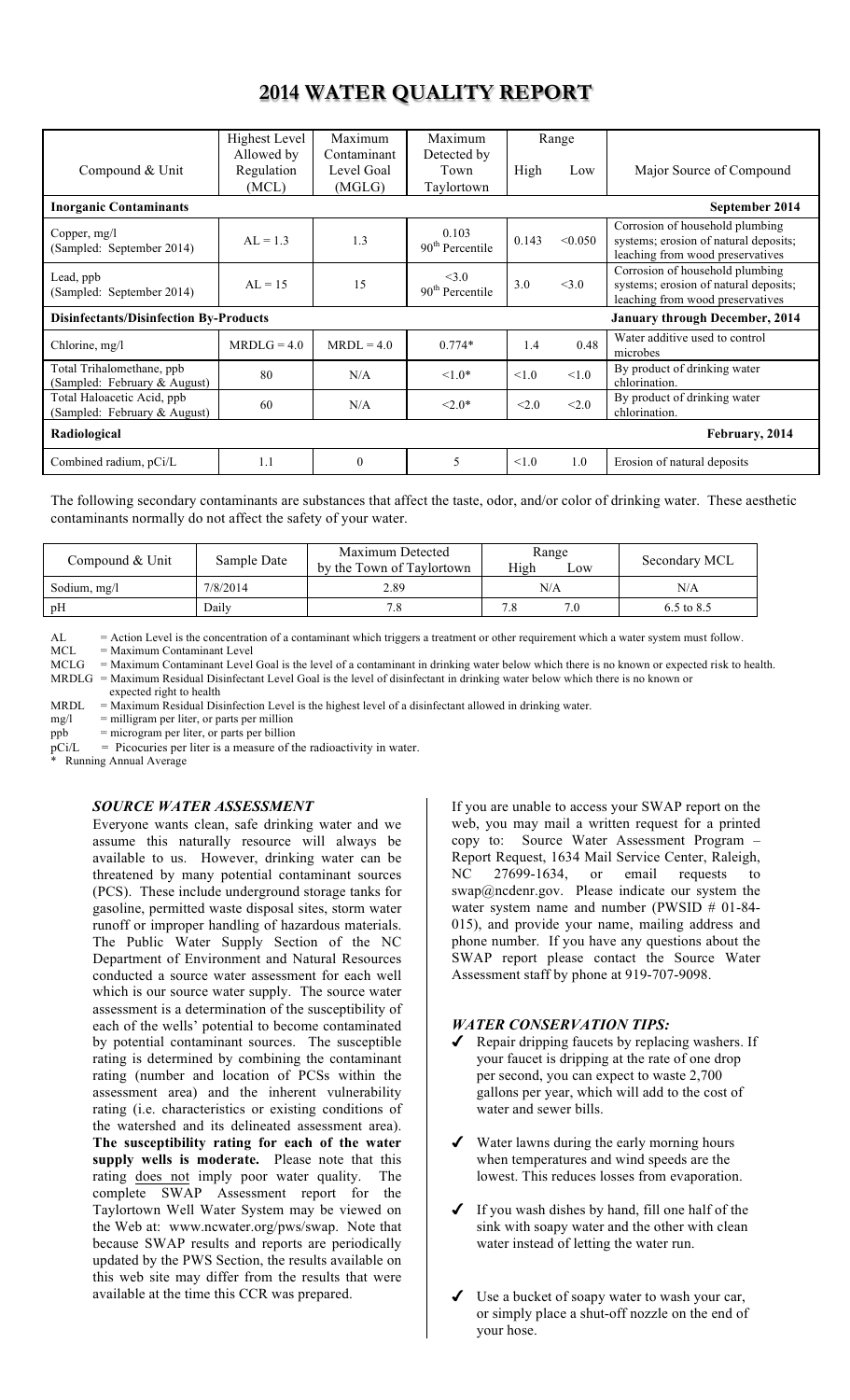# 2014 WATER QUALITY REPORT

| Compound & Unit | Highest Level Allowed by Regulation (MCL) | Maximum Contaminant Level Goal (MGLG) | Maximum Detected by Town Taylortown | Range High | Range Low | Major Source of Compound |
|---|---|---|---|---|---|---|
| **Inorganic Contaminants** | | | | | | **September 2014** |
| Copper, mg/l (Sampled: September 2014) | AL = 1.3 | 1.3 | 0.103 90th Percentile | 0.143 | <0.050 | Corrosion of household plumbing systems; erosion of natural deposits; leaching from wood preservatives |
| Lead, ppb (Sampled: September 2014) | AL = 15 | 15 | <3.0 90th Percentile | 3.0 | <3.0 | Corrosion of household plumbing systems; erosion of natural deposits; leaching from wood preservatives |
| **Disinfectants/Disinfection By-Products** | | | | | | **January through December, 2014** |
| Chlorine, mg/l | MRDLG = 4.0 | MRDL = 4.0 | 0.774* | 1.4 | 0.48 | Water additive used to control microbes |
| Total Trihalomethane, ppb (Sampled: February & August) | 80 | N/A | <1.0* | <1.0 | <1.0 | By product of drinking water chlorination. |
| Total Haloacetic Acid, ppb (Sampled: February & August) | 60 | N/A | <2.0* | <2.0 | <2.0 | By product of drinking water chlorination. |
| **Radiological** | | | | | | **February, 2014** |
| Combined radium, pCi/L | 1.1 | 0 | 5 | <1.0 | 1.0 | Erosion of natural deposits |

The following secondary contaminants are substances that affect the taste, odor, and/or color of drinking water. These aesthetic contaminants normally do not affect the safety of your water.

| Compound & Unit | Sample Date | Maximum Detected by the Town of Taylortown | Range High | Range Low | Secondary MCL |
|---|---|---|---|---|---|
| Sodium, mg/l | 7/8/2014 | 2.89 | N/A | | N/A |
| pH | Daily | 7.8 | 7.8 | 7.0 | 6.5 to 8.5 |

AL = Action Level is the concentration of a contaminant which triggers a treatment or other requirement which a water system must follow.
MCL = Maximum Contaminant Level
MCLG = Maximum Contaminant Level Goal is the level of a contaminant in drinking water below which there is no known or expected risk to health.
MRDLG = Maximum Residual Disinfectant Level Goal is the level of disinfectant in drinking water below which there is no known or expected right to health
MRDL = Maximum Residual Disinfection Level is the highest level of a disinfectant allowed in drinking water.
mg/l = milligram per liter, or parts per million
ppb = microgram per liter, or parts per billion
pCi/L = Picocuries per liter is a measure of the radioactivity in water.
\* Running Annual Average

### *SOURCE WATER ASSESSMENT*

Everyone wants clean, safe drinking water and we assume this naturally resource will always be available to us. However, drinking water can be threatened by many potential contaminant sources (PCS). These include underground storage tanks for gasoline, permitted waste disposal sites, storm water runoff or improper handling of hazardous materials. The Public Water Supply Section of the NC Department of Environment and Natural Resources conducted a source water assessment for each well which is our source water supply. The source water assessment is a determination of the susceptibility of each of the wells' potential to become contaminated by potential contaminant sources. The susceptible rating is determined by combining the contaminant rating (number and location of PCSs within the assessment area) and the inherent vulnerability rating (i.e. characteristics or existing conditions of the watershed and its delineated assessment area). **The susceptibility rating for each of the water supply wells is moderate.** Please note that this rating does not imply poor water quality. The complete SWAP Assessment report for the Taylortown Well Water System may be viewed on the Web at: www.ncwater.org/pws/swap. Note that because SWAP results and reports are periodically updated by the PWS Section, the results available on this web site may differ from the results that were available at the time this CCR was prepared.

If you are unable to access your SWAP report on the web, you may mail a written request for a printed copy to: Source Water Assessment Program – Report Request, 1634 Mail Service Center, Raleigh, NC 27699-1634, or email requests to swap@ncdenr.gov. Please indicate our system the water system name and number (PWSID # 01-84-015), and provide your name, mailing address and phone number. If you have any questions about the SWAP report please contact the Source Water Assessment staff by phone at 919-707-9098.

### *WATER CONSERVATION TIPS:*

- ✔ Repair dripping faucets by replacing washers. If your faucet is dripping at the rate of one drop per second, you can expect to waste 2,700 gallons per year, which will add to the cost of water and sewer bills.
- ✔ Water lawns during the early morning hours when temperatures and wind speeds are the lowest. This reduces losses from evaporation.
- ✔ If you wash dishes by hand, fill one half of the sink with soapy water and the other with clean water instead of letting the water run.
- ✔ Use a bucket of soapy water to wash your car, or simply place a shut-off nozzle on the end of your hose.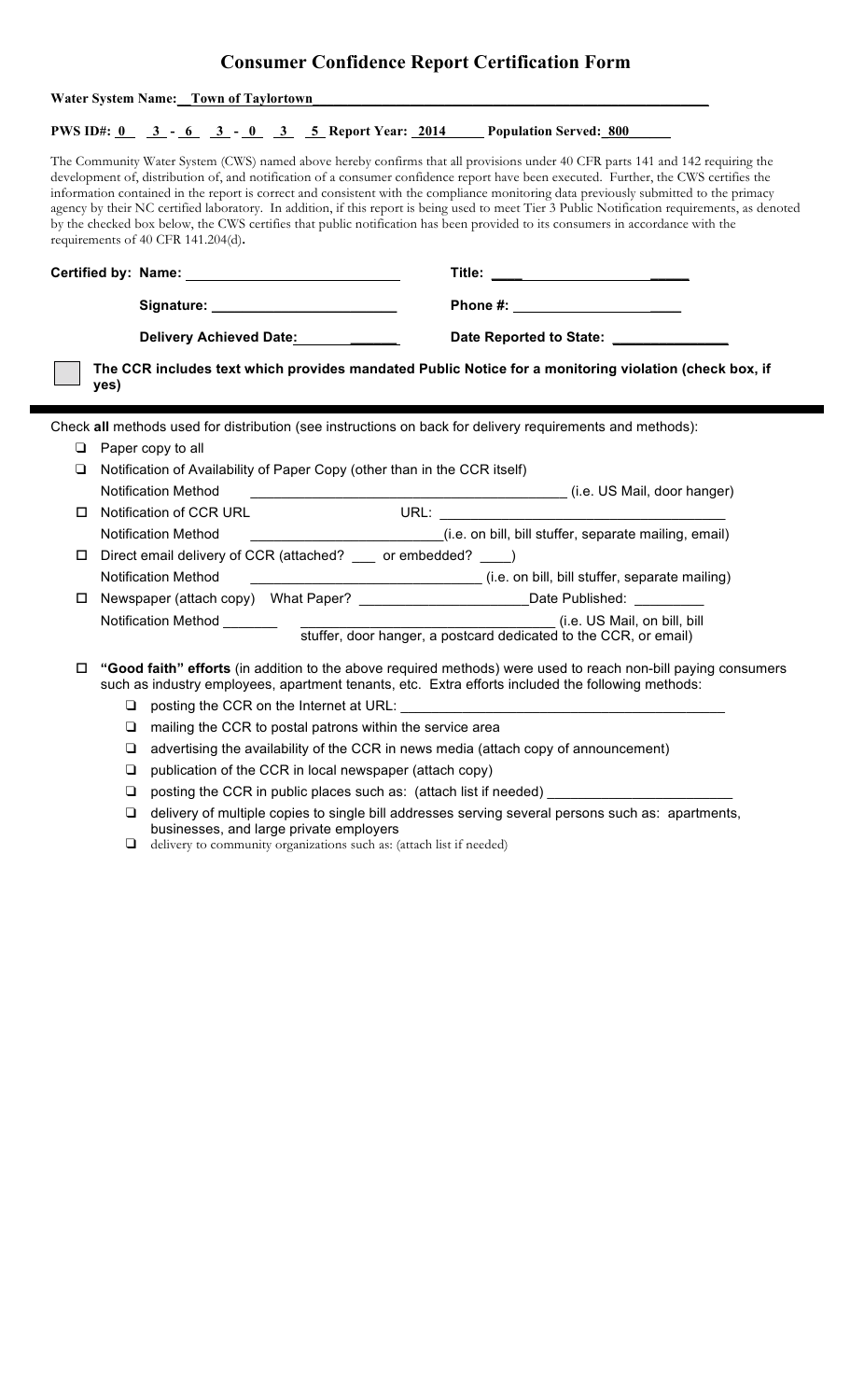# Consumer Confidence Report Certification Form

**Water System Name:** __Town of Taylortown______________________________________________

**PWS ID#:** 0 3 - 6 3 - 0 3 5 **Report Year:** 2014 **Population Served:** 800

The Community Water System (CWS) named above hereby confirms that all provisions under 40 CFR parts 141 and 142 requiring the development of, distribution of, and notification of a consumer confidence report have been executed. Further, the CWS certifies the information contained in the report is correct and consistent with the compliance monitoring data previously submitted to the primacy agency by their NC certified laboratory. In addition, if this report is being used to meet Tier 3 Public Notification requirements, as denoted by the checked box below, the CWS certifies that public notification has been provided to its consumers in accordance with the requirements of 40 CFR 141.204(d).

**Certified by: Name:** ____________________________ **Title:** ______________________

**Signature:** ________________________ **Phone #:** ______________________

**Delivery Achieved Date:** ______________ **Date Reported to State:** _______________

☐ **The CCR includes text which provides mandated Public Notice for a monitoring violation (check box, if yes)**

---

Check **all** methods used for distribution (see instructions on back for delivery requirements and methods):

- ☐ Paper copy to all
- ☐ Notification of Availability of Paper Copy (other than in the CCR itself)
  Notification Method __________________________________________ (i.e. US Mail, door hanger)
- ☐ Notification of CCR URL URL: ______________________________________
  Notification Method __________________________(i.e. on bill, bill stuffer, separate mailing, email)
- ☐ Direct email delivery of CCR (attached? ___ or embedded? ____)
  Notification Method ______________________________ (i.e. on bill, bill stuffer, separate mailing)
- ☐ Newspaper (attach copy) What Paper? ______________________Date Published: _________
  Notification Method _______ ________________________________ (i.e. US Mail, on bill, bill stuffer, door hanger, a postcard dedicated to the CCR, or email)

- ☐ **"Good faith" efforts** (in addition to the above required methods) were used to reach non-bill paying consumers such as industry employees, apartment tenants, etc. Extra efforts included the following methods:
  - ☐ posting the CCR on the Internet at URL: ______________________________________
  - ☐ mailing the CCR to postal patrons within the service area
  - ☐ advertising the availability of the CCR in news media (attach copy of announcement)
  - ☐ publication of the CCR in local newspaper (attach copy)
  - ☐ posting the CCR in public places such as: (attach list if needed) ________________________
  - ☐ delivery of multiple copies to single bill addresses serving several persons such as: apartments, businesses, and large private employers
  - ☐ delivery to community organizations such as: (attach list if needed)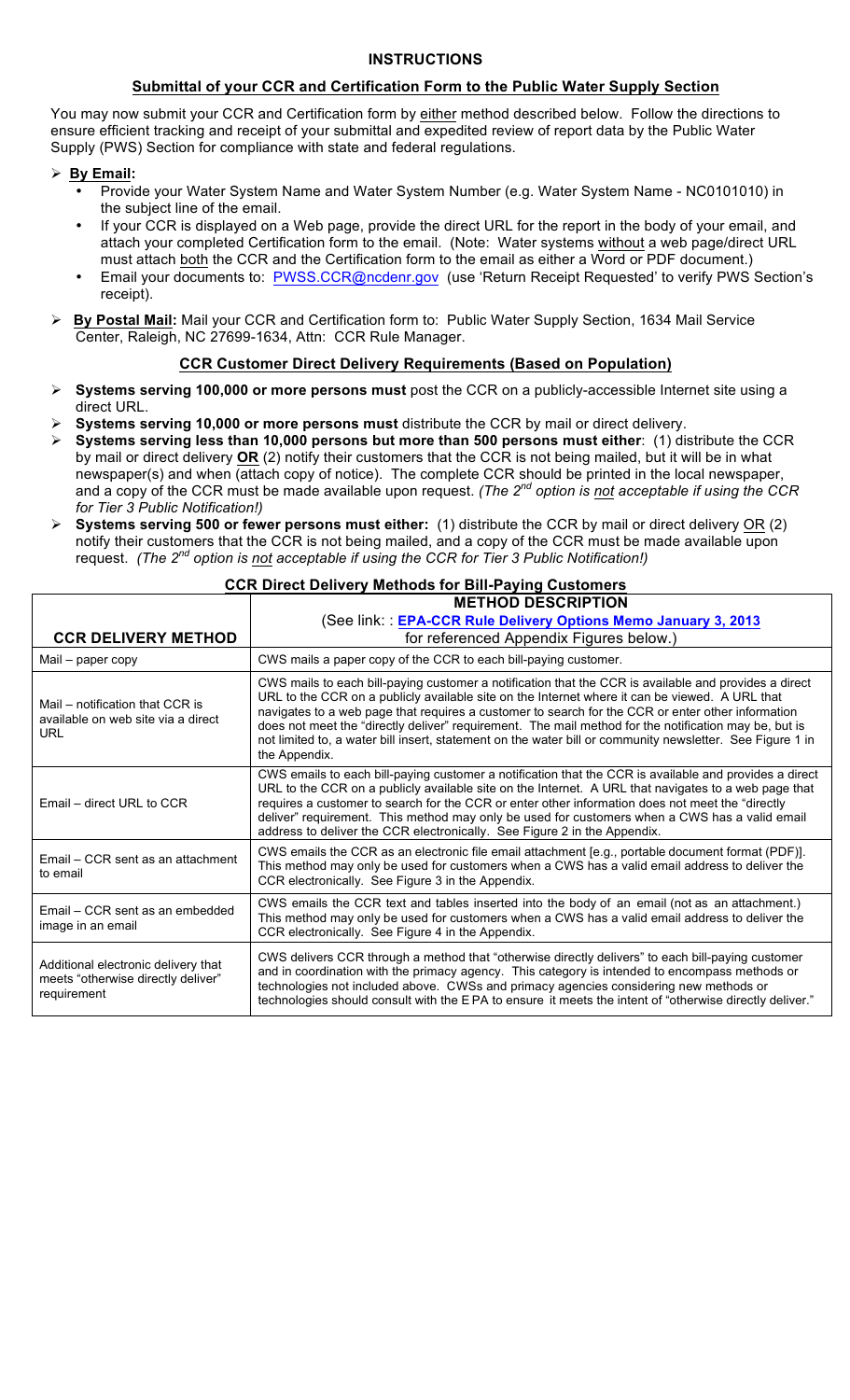# INSTRUCTIONS

## Submittal of your CCR and Certification Form to the Public Water Supply Section

You may now submit your CCR and Certification form by either method described below. Follow the directions to ensure efficient tracking and receipt of your submittal and expedited review of report data by the Public Water Supply (PWS) Section for compliance with state and federal regulations.

- **By Email:**
  - Provide your Water System Name and Water System Number (e.g. Water System Name - NC0101010) in the subject line of the email.
  - If your CCR is displayed on a Web page, provide the direct URL for the report in the body of your email, and attach your completed Certification form to the email. (Note: Water systems without a web page/direct URL must attach both the CCR and the Certification form to the email as either a Word or PDF document.)
  - Email your documents to: PWSS.CCR@ncdenr.gov (use 'Return Receipt Requested' to verify PWS Section's receipt).
- **By Postal Mail:** Mail your CCR and Certification form to: Public Water Supply Section, 1634 Mail Service Center, Raleigh, NC 27699-1634, Attn: CCR Rule Manager.

## CCR Customer Direct Delivery Requirements (Based on Population)

- **Systems serving 100,000 or more persons must** post the CCR on a publicly-accessible Internet site using a direct URL.
- **Systems serving 10,000 or more persons must** distribute the CCR by mail or direct delivery.
- **Systems serving less than 10,000 persons but more than 500 persons must either**: (1) distribute the CCR by mail or direct delivery **OR** (2) notify their customers that the CCR is not being mailed, but it will be in what newspaper(s) and when (attach copy of notice). The complete CCR should be printed in the local newspaper, and a copy of the CCR must be made available upon request. *(The 2nd option is not acceptable if using the CCR for Tier 3 Public Notification!)*
- **Systems serving 500 or fewer persons must either:** (1) distribute the CCR by mail or direct delivery OR (2) notify their customers that the CCR is not being mailed, and a copy of the CCR must be made available upon request. *(The 2nd option is not acceptable if using the CCR for Tier 3 Public Notification!)*

## CCR Direct Delivery Methods for Bill-Paying Customers

| CCR DELIVERY METHOD | METHOD DESCRIPTION (See link: : EPA-CCR Rule Delivery Options Memo January 3, 2013 for referenced Appendix Figures below.) |
|---|---|
| Mail – paper copy | CWS mails a paper copy of the CCR to each bill-paying customer. |
| Mail – notification that CCR is available on web site via a direct URL | CWS mails to each bill-paying customer a notification that the CCR is available and provides a direct URL to the CCR on a publicly available site on the Internet where it can be viewed. A URL that navigates to a web page that requires a customer to search for the CCR or enter other information does not meet the "directly deliver" requirement. The mail method for the notification may be, but is not limited to, a water bill insert, statement on the water bill or community newsletter. See Figure 1 in the Appendix. |
| Email – direct URL to CCR | CWS emails to each bill-paying customer a notification that the CCR is available and provides a direct URL to the CCR on a publicly available site on the Internet. A URL that navigates to a web page that requires a customer to search for the CCR or enter other information does not meet the "directly deliver" requirement. This method may only be used for customers when a CWS has a valid email address to deliver the CCR electronically. See Figure 2 in the Appendix. |
| Email – CCR sent as an attachment to email | CWS emails the CCR as an electronic file email attachment [e.g., portable document format (PDF)]. This method may only be used for customers when a CWS has a valid email address to deliver the CCR electronically. See Figure 3 in the Appendix. |
| Email – CCR sent as an embedded image in an email | CWS emails the CCR text and tables inserted into the body of an email (not as an attachment.) This method may only be used for customers when a CWS has a valid email address to deliver the CCR electronically. See Figure 4 in the Appendix. |
| Additional electronic delivery that meets "otherwise directly deliver" requirement | CWS delivers CCR through a method that "otherwise directly delivers" to each bill-paying customer and in coordination with the primacy agency. This category is intended to encompass methods or technologies not included above. CWSs and primacy agencies considering new methods or technologies should consult with the EPA to ensure it meets the intent of "otherwise directly deliver." |